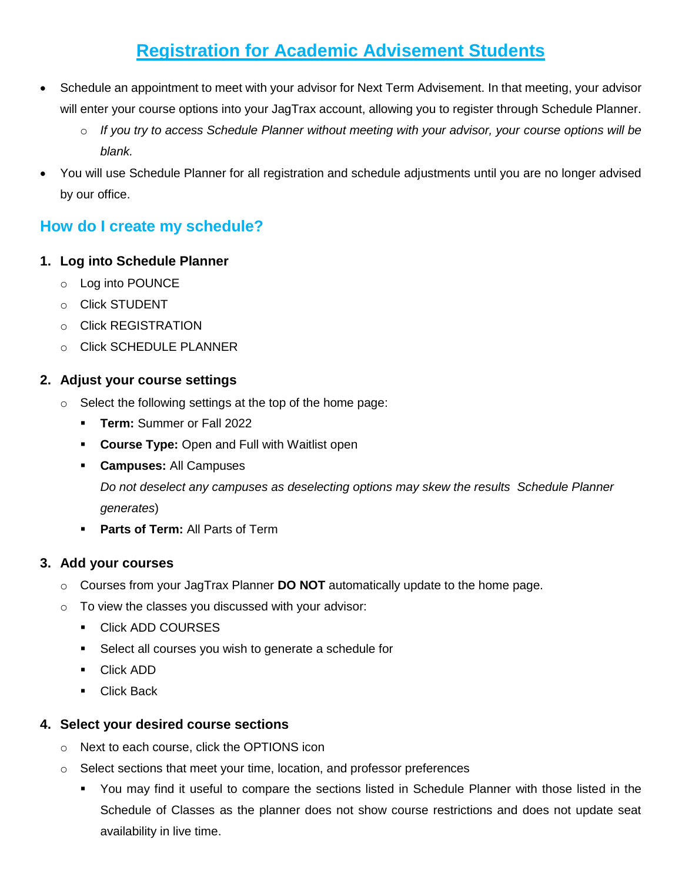# Registration for Academic Advisement Students

- Schedule an appointment to meet with your advisor for Next Term Advisement. In that meeting, your advisor will enter your course options into your JagTrax account, allowing you to register through Schedule Planner.
  - *If you try to access Schedule Planner without meeting with your advisor, your course options will be blank.*
- You will use Schedule Planner for all registration and schedule adjustments until you are no longer advised by our office.

## How do I create my schedule?

### 1. Log into Schedule Planner

- Log into POUNCE
- Click STUDENT
- Click REGISTRATION
- Click SCHEDULE PLANNER

### 2. Adjust your course settings

- Select the following settings at the top of the home page:
  - **Term:** Summer or Fall 2022
  - **Course Type:** Open and Full with Waitlist open
  - **Campuses:** All Campuses
    *Do not deselect any campuses as deselecting options may skew the results Schedule Planner generates*)
  - **Parts of Term:** All Parts of Term

### 3. Add your courses

- Courses from your JagTrax Planner **DO NOT** automatically update to the home page.
- To view the classes you discussed with your advisor:
  - Click ADD COURSES
  - Select all courses you wish to generate a schedule for
  - Click ADD
  - Click Back

### 4. Select your desired course sections

- Next to each course, click the OPTIONS icon
- Select sections that meet your time, location, and professor preferences
  - You may find it useful to compare the sections listed in Schedule Planner with those listed in the Schedule of Classes as the planner does not show course restrictions and does not update seat availability in live time.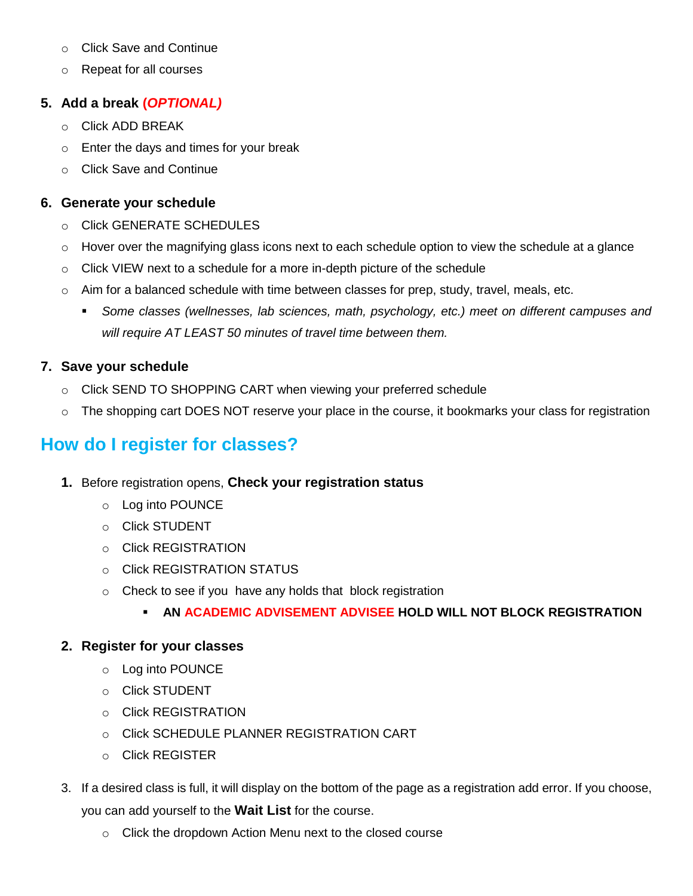- Click Save and Continue
- Repeat for all courses

5. **Add a break *(OPTIONAL)***
    - Click ADD BREAK
    - Enter the days and times for your break
    - Click Save and Continue

6. **Generate your schedule**
    - Click GENERATE SCHEDULES
    - Hover over the magnifying glass icons next to each schedule option to view the schedule at a glance
    - Click VIEW next to a schedule for a more in-depth picture of the schedule
    - Aim for a balanced schedule with time between classes for prep, study, travel, meals, etc.
        - *Some classes (wellnesses, lab sciences, math, psychology, etc.) meet on different campuses and will require AT LEAST 50 minutes of travel time between them.*

7. **Save your schedule**
    - Click SEND TO SHOPPING CART when viewing your preferred schedule
    - The shopping cart DOES NOT reserve your place in the course, it bookmarks your class for registration

## How do I register for classes?

1. Before registration opens, **Check your registration status**
    - Log into POUNCE
    - Click STUDENT
    - Click REGISTRATION
    - Click REGISTRATION STATUS
    - Check to see if you have any holds that block registration
        - **AN ACADEMIC ADVISEMENT ADVISEE HOLD WILL NOT BLOCK REGISTRATION**

2. **Register for your classes**
    - Log into POUNCE
    - Click STUDENT
    - Click REGISTRATION
    - Click SCHEDULE PLANNER REGISTRATION CART
    - Click REGISTER

3. If a desired class is full, it will display on the bottom of the page as a registration add error. If you choose, you can add yourself to the **Wait List** for the course.
    - Click the dropdown Action Menu next to the closed course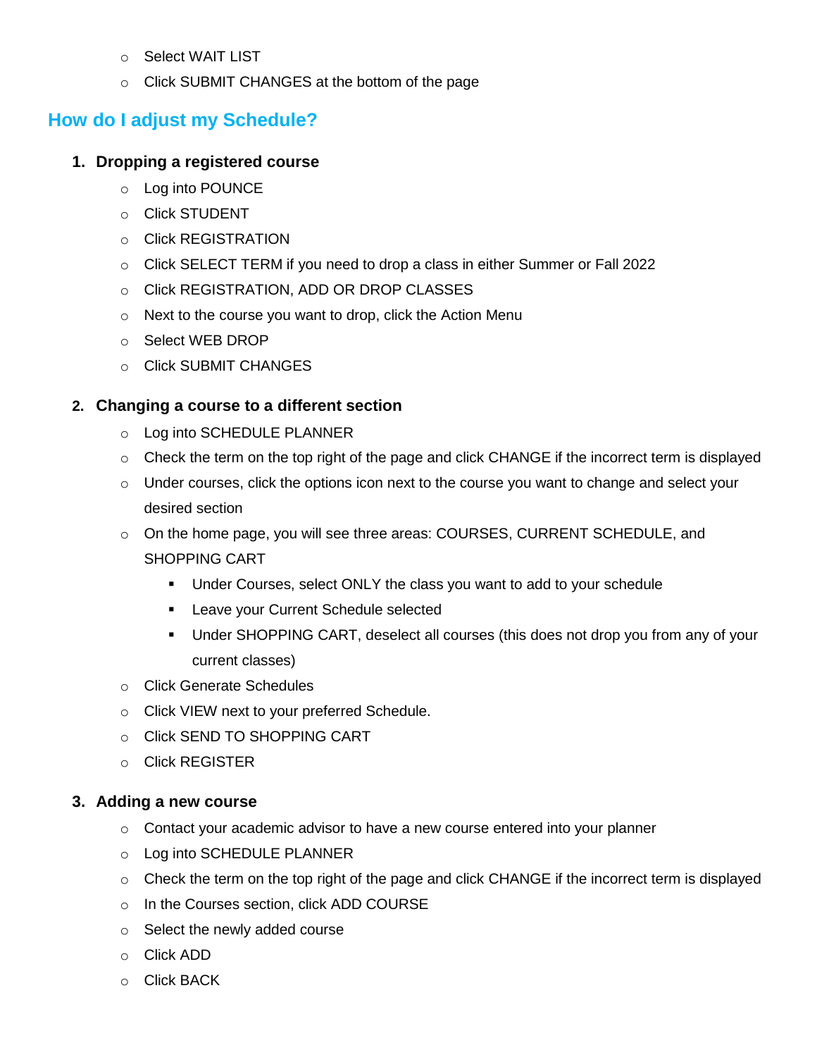- Select WAIT LIST
- Click SUBMIT CHANGES at the bottom of the page

## How do I adjust my Schedule?

1. **Dropping a registered course**
   - Log into POUNCE
   - Click STUDENT
   - Click REGISTRATION
   - Click SELECT TERM if you need to drop a class in either Summer or Fall 2022
   - Click REGISTRATION, ADD OR DROP CLASSES
   - Next to the course you want to drop, click the Action Menu
   - Select WEB DROP
   - Click SUBMIT CHANGES

2. **Changing a course to a different section**
   - Log into SCHEDULE PLANNER
   - Check the term on the top right of the page and click CHANGE if the incorrect term is displayed
   - Under courses, click the options icon next to the course you want to change and select your desired section
   - On the home page, you will see three areas: COURSES, CURRENT SCHEDULE, and SHOPPING CART
     - Under Courses, select ONLY the class you want to add to your schedule
     - Leave your Current Schedule selected
     - Under SHOPPING CART, deselect all courses (this does not drop you from any of your current classes)
   - Click Generate Schedules
   - Click VIEW next to your preferred Schedule.
   - Click SEND TO SHOPPING CART
   - Click REGISTER

3. **Adding a new course**
   - Contact your academic advisor to have a new course entered into your planner
   - Log into SCHEDULE PLANNER
   - Check the term on the top right of the page and click CHANGE if the incorrect term is displayed
   - In the Courses section, click ADD COURSE
   - Select the newly added course
   - Click ADD
   - Click BACK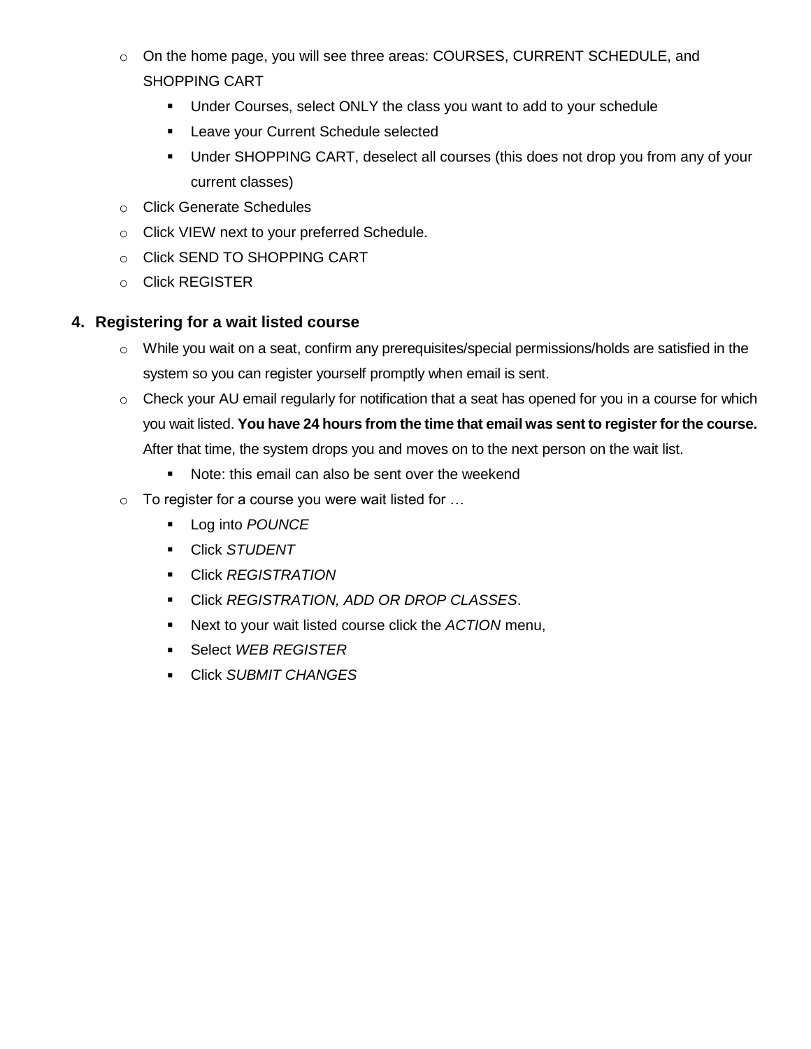- On the home page, you will see three areas: COURSES, CURRENT SCHEDULE, and SHOPPING CART
  - Under Courses, select ONLY the class you want to add to your schedule
  - Leave your Current Schedule selected
  - Under SHOPPING CART, deselect all courses (this does not drop you from any of your current classes)
- Click Generate Schedules
- Click VIEW next to your preferred Schedule.
- Click SEND TO SHOPPING CART
- Click REGISTER

### 4. Registering for a wait listed course

- While you wait on a seat, confirm any prerequisites/special permissions/holds are satisfied in the system so you can register yourself promptly when email is sent.
- Check your AU email regularly for notification that a seat has opened for you in a course for which you wait listed. **You have 24 hours from the time that email was sent to register for the course.** After that time, the system drops you and moves on to the next person on the wait list.
  - Note: this email can also be sent over the weekend
- To register for a course you were wait listed for …
  - Log into *POUNCE*
  - Click *STUDENT*
  - Click *REGISTRATION*
  - Click *REGISTRATION, ADD OR DROP CLASSES*.
  - Next to your wait listed course click the *ACTION* menu,
  - Select *WEB REGISTER*
  - Click *SUBMIT CHANGES*